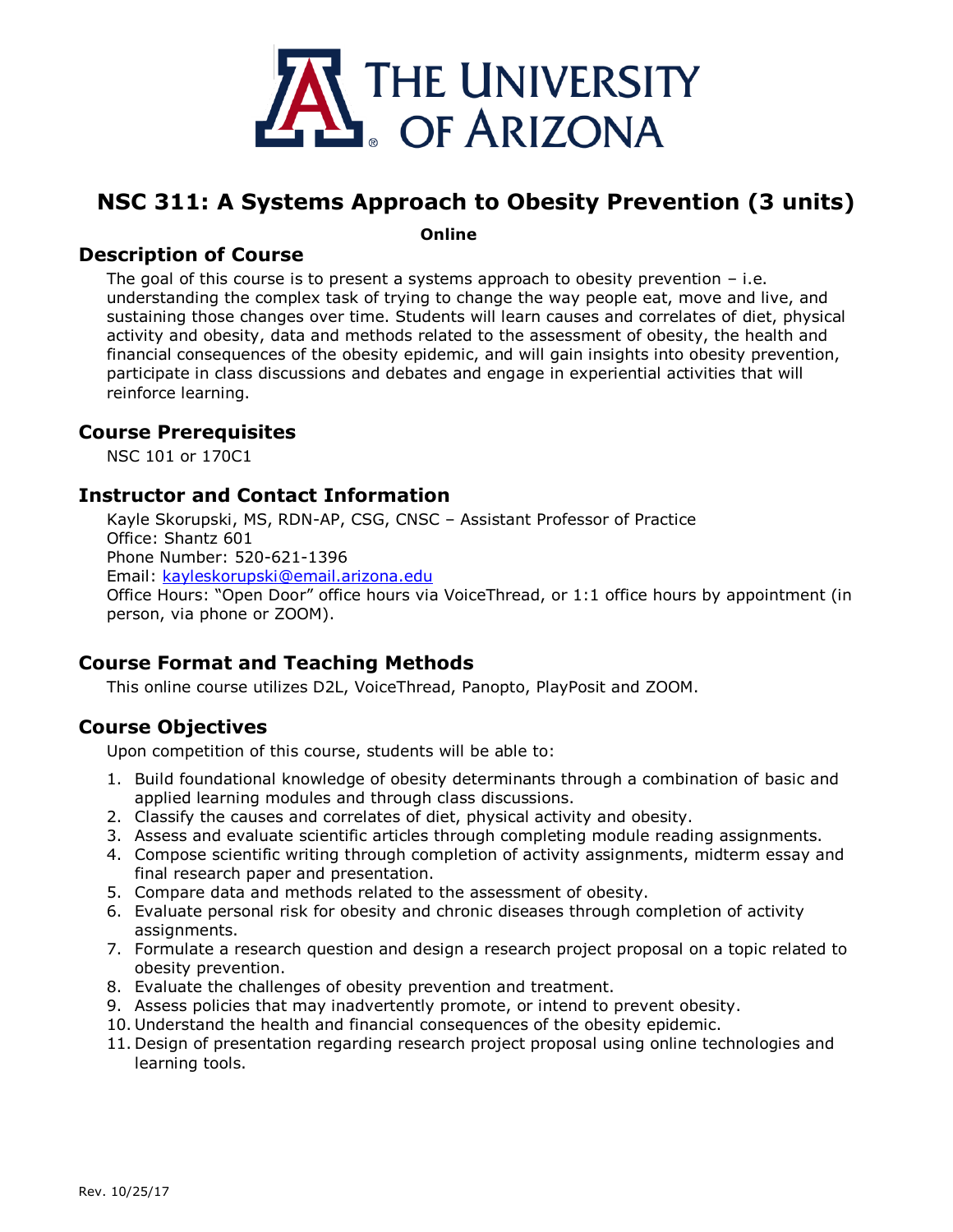# NSC 311: A Systems Approach to Obesity Prevention (3 units)

**Online**

## Description of Course

The goal of this course is to present a systems approach to obesity prevention – i.e. understanding the complex task of trying to change the way people eat, move and live, and sustaining those changes over time. Students will learn causes and correlates of diet, physical activity and obesity, data and methods related to the assessment of obesity, the health and financial consequences of the obesity epidemic, and will gain insights into obesity prevention, participate in class discussions and debates and engage in experiential activities that will reinforce learning.

## Course Prerequisites

NSC 101 or 170C1

## Instructor and Contact Information

Kayle Skorupski, MS, RDN-AP, CSG, CNSC – Assistant Professor of Practice
Office: Shantz 601
Phone Number: 520-621-1396
Email: kayleskorupski@email.arizona.edu
Office Hours: "Open Door" office hours via VoiceThread, or 1:1 office hours by appointment (in person, via phone or ZOOM).

## Course Format and Teaching Methods

This online course utilizes D2L, VoiceThread, Panopto, PlayPosit and ZOOM.

## Course Objectives

Upon competition of this course, students will be able to:

1. Build foundational knowledge of obesity determinants through a combination of basic and applied learning modules and through class discussions.
2. Classify the causes and correlates of diet, physical activity and obesity.
3. Assess and evaluate scientific articles through completing module reading assignments.
4. Compose scientific writing through completion of activity assignments, midterm essay and final research paper and presentation.
5. Compare data and methods related to the assessment of obesity.
6. Evaluate personal risk for obesity and chronic diseases through completion of activity assignments.
7. Formulate a research question and design a research project proposal on a topic related to obesity prevention.
8. Evaluate the challenges of obesity prevention and treatment.
9. Assess policies that may inadvertently promote, or intend to prevent obesity.
10. Understand the health and financial consequences of the obesity epidemic.
11. Design of presentation regarding research project proposal using online technologies and learning tools.

Rev. 10/25/17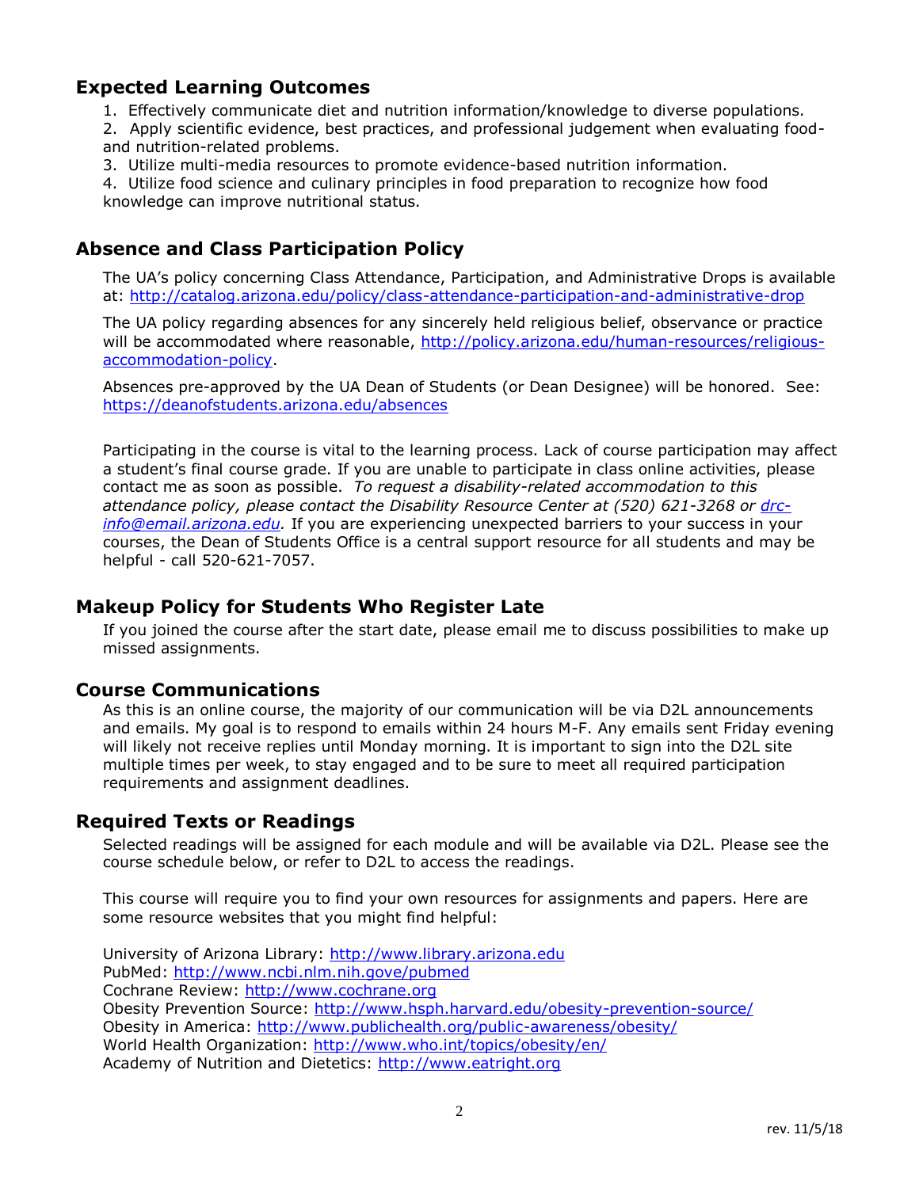## Expected Learning Outcomes

1. Effectively communicate diet and nutrition information/knowledge to diverse populations.
2. Apply scientific evidence, best practices, and professional judgement when evaluating food- and nutrition-related problems.
3. Utilize multi-media resources to promote evidence-based nutrition information.
4. Utilize food science and culinary principles in food preparation to recognize how food knowledge can improve nutritional status.

## Absence and Class Participation Policy

The UA's policy concerning Class Attendance, Participation, and Administrative Drops is available at: http://catalog.arizona.edu/policy/class-attendance-participation-and-administrative-drop

The UA policy regarding absences for any sincerely held religious belief, observance or practice will be accommodated where reasonable, http://policy.arizona.edu/human-resources/religious-accommodation-policy.

Absences pre-approved by the UA Dean of Students (or Dean Designee) will be honored. See: https://deanofstudents.arizona.edu/absences

Participating in the course is vital to the learning process. Lack of course participation may affect a student's final course grade. If you are unable to participate in class online activities, please contact me as soon as possible. *To request a disability-related accommodation to this attendance policy, please contact the Disability Resource Center at (520) 621-3268 or drc-info@email.arizona.edu.* If you are experiencing unexpected barriers to your success in your courses, the Dean of Students Office is a central support resource for all students and may be helpful - call 520-621-7057.

## Makeup Policy for Students Who Register Late

If you joined the course after the start date, please email me to discuss possibilities to make up missed assignments.

## Course Communications

As this is an online course, the majority of our communication will be via D2L announcements and emails. My goal is to respond to emails within 24 hours M-F. Any emails sent Friday evening will likely not receive replies until Monday morning. It is important to sign into the D2L site multiple times per week, to stay engaged and to be sure to meet all required participation requirements and assignment deadlines.

## Required Texts or Readings

Selected readings will be assigned for each module and will be available via D2L. Please see the course schedule below, or refer to D2L to access the readings.

This course will require you to find your own resources for assignments and papers. Here are some resource websites that you might find helpful:

University of Arizona Library: http://www.library.arizona.edu
PubMed: http://www.ncbi.nlm.nih.gove/pubmed
Cochrane Review: http://www.cochrane.org
Obesity Prevention Source: http://www.hsph.harvard.edu/obesity-prevention-source/
Obesity in America: http://www.publichealth.org/public-awareness/obesity/
World Health Organization: http://www.who.int/topics/obesity/en/
Academy of Nutrition and Dietetics: http://www.eatright.org

rev. 11/5/18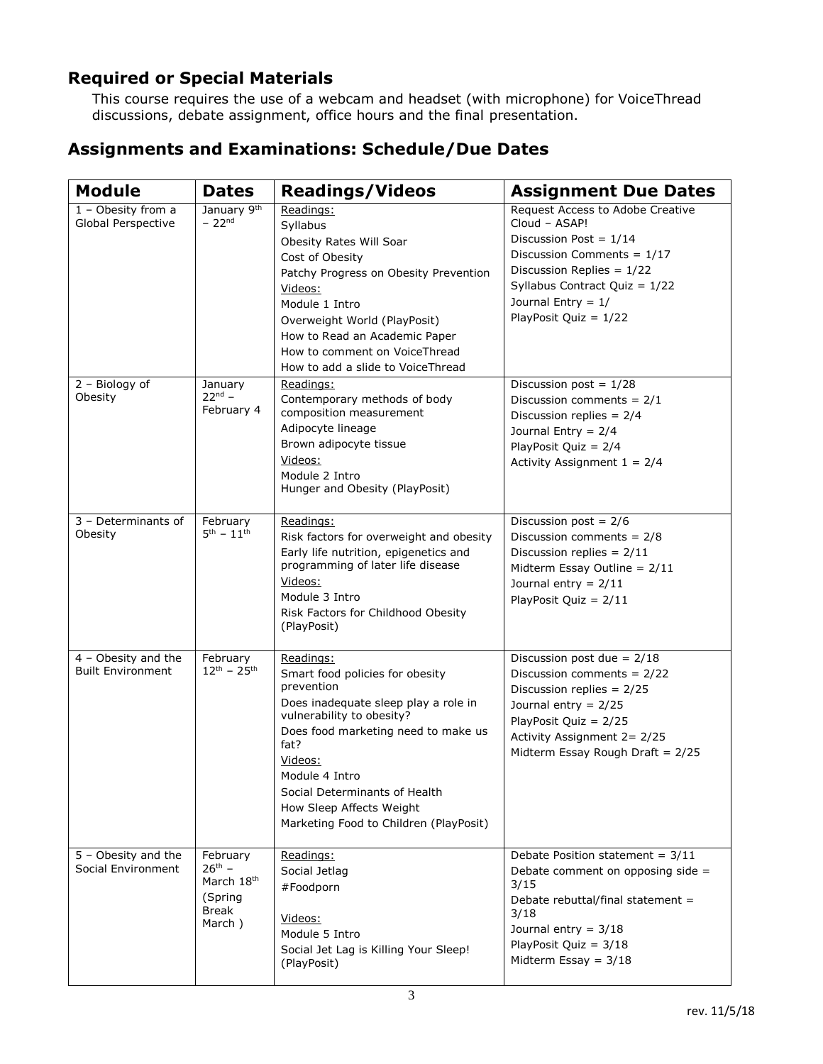## Required or Special Materials

This course requires the use of a webcam and headset (with microphone) for VoiceThread discussions, debate assignment, office hours and the final presentation.

## Assignments and Examinations: Schedule/Due Dates

| Module | Dates | Readings/Videos | Assignment Due Dates |
| --- | --- | --- | --- |
| 1 – Obesity from a Global Perspective | January 9th – 22nd | Readings:<br>Syllabus<br>Obesity Rates Will Soar<br>Cost of Obesity<br>Patchy Progress on Obesity Prevention<br>Videos:<br>Module 1 Intro<br>Overweight World (PlayPosit)<br>How to Read an Academic Paper<br>How to comment on VoiceThread<br>How to add a slide to VoiceThread | Request Access to Adobe Creative Cloud – ASAP!<br>Discussion Post = 1/14<br>Discussion Comments = 1/17<br>Discussion Replies = 1/22<br>Syllabus Contract Quiz = 1/22<br>Journal Entry = 1/<br>PlayPosit Quiz = 1/22 |
| 2 – Biology of Obesity | January 22nd – February 4 | Readings:<br>Contemporary methods of body composition measurement<br>Adipocyte lineage<br>Brown adipocyte tissue<br>Videos:<br>Module 2 Intro<br>Hunger and Obesity (PlayPosit) | Discussion post = 1/28<br>Discussion comments = 2/1<br>Discussion replies = 2/4<br>Journal Entry = 2/4<br>PlayPosit Quiz = 2/4<br>Activity Assignment 1 = 2/4 |
| 3 – Determinants of Obesity | February 5th – 11th | Readings:<br>Risk factors for overweight and obesity<br>Early life nutrition, epigenetics and programming of later life disease<br>Videos:<br>Module 3 Intro<br>Risk Factors for Childhood Obesity (PlayPosit) | Discussion post = 2/6<br>Discussion comments = 2/8<br>Discussion replies = 2/11<br>Midterm Essay Outline = 2/11<br>Journal entry = 2/11<br>PlayPosit Quiz = 2/11 |
| 4 – Obesity and the Built Environment | February 12th – 25th | Readings:<br>Smart food policies for obesity prevention<br>Does inadequate sleep play a role in vulnerability to obesity?<br>Does food marketing need to make us fat?<br>Videos:<br>Module 4 Intro<br>Social Determinants of Health<br>How Sleep Affects Weight<br>Marketing Food to Children (PlayPosit) | Discussion post due = 2/18<br>Discussion comments = 2/22<br>Discussion replies = 2/25<br>Journal entry = 2/25<br>PlayPosit Quiz = 2/25<br>Activity Assignment 2= 2/25<br>Midterm Essay Rough Draft = 2/25 |
| 5 – Obesity and the Social Environment | February 26th – March 18th (Spring Break March ) | Readings:<br>Social Jetlag<br>#Foodporn<br><br>Videos:<br>Module 5 Intro<br>Social Jet Lag is Killing Your Sleep! (PlayPosit) | Debate Position statement = 3/11<br>Debate comment on opposing side = 3/15<br>Debate rebuttal/final statement = 3/18<br>Journal entry = 3/18<br>PlayPosit Quiz = 3/18<br>Midterm Essay = 3/18 |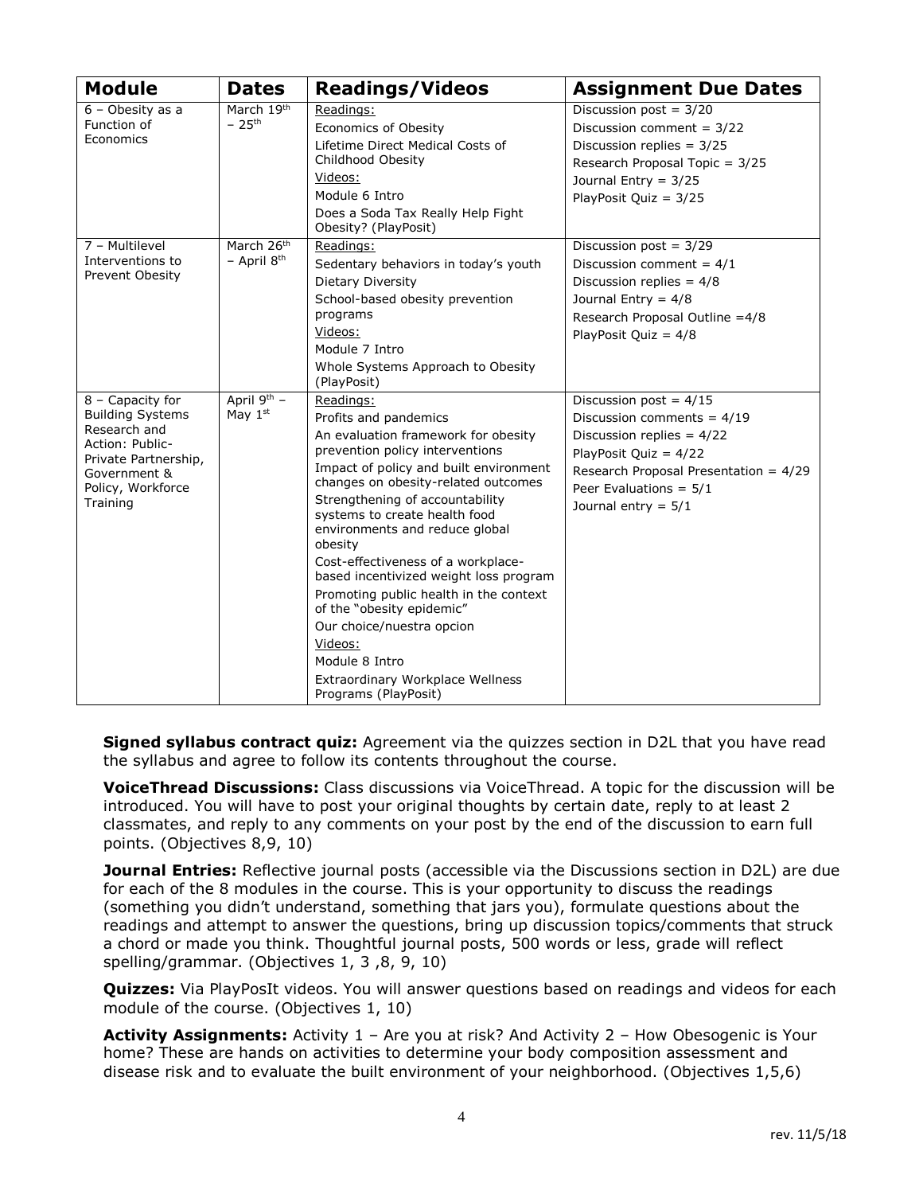| Module | Dates | Readings/Videos | Assignment Due Dates |
|---|---|---|---|
| 6 – Obesity as a Function of Economics | March 19th – 25th | Readings:<br>Economics of Obesity<br>Lifetime Direct Medical Costs of Childhood Obesity<br>Videos:<br>Module 6 Intro<br>Does a Soda Tax Really Help Fight Obesity? (PlayPosit) | Discussion post = 3/20<br>Discussion comment = 3/22<br>Discussion replies = 3/25<br>Research Proposal Topic = 3/25<br>Journal Entry = 3/25<br>PlayPosit Quiz = 3/25 |
| 7 – Multilevel Interventions to Prevent Obesity | March 26th – April 8th | Readings:<br>Sedentary behaviors in today's youth<br>Dietary Diversity<br>School-based obesity prevention programs<br>Videos:<br>Module 7 Intro<br>Whole Systems Approach to Obesity (PlayPosit) | Discussion post = 3/29<br>Discussion comment = 4/1<br>Discussion replies = 4/8<br>Journal Entry = 4/8<br>Research Proposal Outline =4/8<br>PlayPosit Quiz = 4/8 |
| 8 – Capacity for Building Systems Research and Action: Public-Private Partnership, Government & Policy, Workforce Training | April 9th – May 1st | Readings:<br>Profits and pandemics<br>An evaluation framework for obesity prevention policy interventions<br>Impact of policy and built environment changes on obesity-related outcomes<br>Strengthening of accountability systems to create health food environments and reduce global obesity<br>Cost-effectiveness of a workplace-based incentivized weight loss program<br>Promoting public health in the context of the "obesity epidemic"<br>Our choice/nuestra opcion<br>Videos:<br>Module 8 Intro<br>Extraordinary Workplace Wellness Programs (PlayPosit) | Discussion post = 4/15<br>Discussion comments = 4/19<br>Discussion replies = 4/22<br>PlayPosit Quiz = 4/22<br>Research Proposal Presentation = 4/29<br>Peer Evaluations = 5/1<br>Journal entry = 5/1 |

**Signed syllabus contract quiz:** Agreement via the quizzes section in D2L that you have read the syllabus and agree to follow its contents throughout the course.

**VoiceThread Discussions:** Class discussions via VoiceThread. A topic for the discussion will be introduced. You will have to post your original thoughts by certain date, reply to at least 2 classmates, and reply to any comments on your post by the end of the discussion to earn full points. (Objectives 8,9, 10)

**Journal Entries:** Reflective journal posts (accessible via the Discussions section in D2L) are due for each of the 8 modules in the course. This is your opportunity to discuss the readings (something you didn't understand, something that jars you), formulate questions about the readings and attempt to answer the questions, bring up discussion topics/comments that struck a chord or made you think. Thoughtful journal posts, 500 words or less, grade will reflect spelling/grammar. (Objectives 1, 3 ,8, 9, 10)

**Quizzes:** Via PlayPosIt videos. You will answer questions based on readings and videos for each module of the course. (Objectives 1, 10)

**Activity Assignments:** Activity 1 – Are you at risk? And Activity 2 – How Obesogenic is Your home? These are hands on activities to determine your body composition assessment and disease risk and to evaluate the built environment of your neighborhood. (Objectives 1,5,6)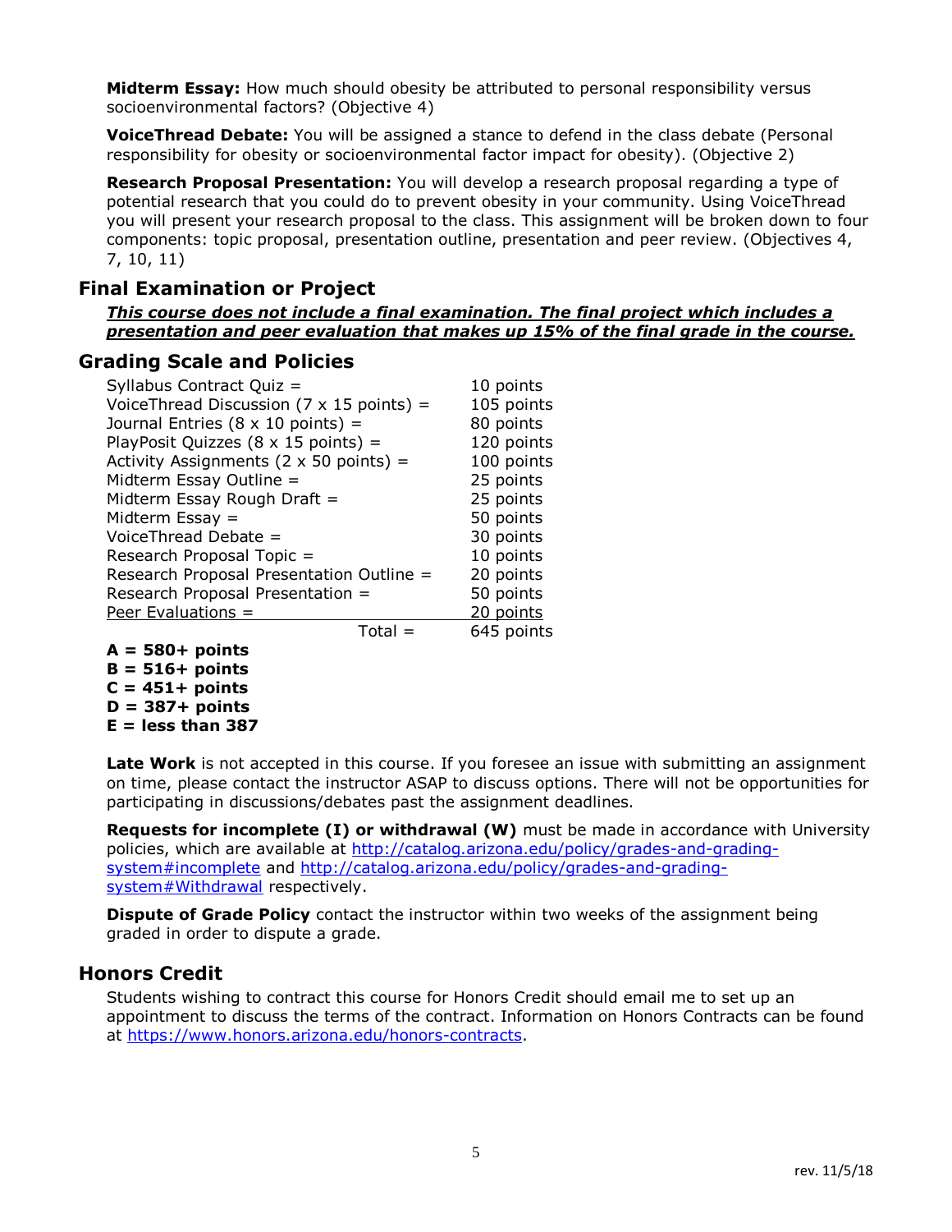**Midterm Essay:** How much should obesity be attributed to personal responsibility versus socioenvironmental factors? (Objective 4)

**VoiceThread Debate:** You will be assigned a stance to defend in the class debate (Personal responsibility for obesity or socioenvironmental factor impact for obesity). (Objective 2)

**Research Proposal Presentation:** You will develop a research proposal regarding a type of potential research that you could do to prevent obesity in your community. Using VoiceThread you will present your research proposal to the class. This assignment will be broken down to four components: topic proposal, presentation outline, presentation and peer review. (Objectives 4, 7, 10, 11)

## Final Examination or Project

***This course does not include a final examination. The final project which includes a presentation and peer evaluation that makes up 15% of the final grade in the course.***

## Grading Scale and Policies

| | |
|---|---|
| Syllabus Contract Quiz = | 10 points |
| VoiceThread Discussion (7 x 15 points) = | 105 points |
| Journal Entries (8 x 10 points) = | 80 points |
| PlayPosit Quizzes (8 x 15 points) = | 120 points |
| Activity Assignments (2 x 50 points) = | 100 points |
| Midterm Essay Outline = | 25 points |
| Midterm Essay Rough Draft = | 25 points |
| Midterm Essay = | 50 points |
| VoiceThread Debate = | 30 points |
| Research Proposal Topic = | 10 points |
| Research Proposal Presentation Outline = | 20 points |
| Research Proposal Presentation = | 50 points |
| Peer Evaluations = | 20 points |
| Total = | 645 points |

**A = 580+ points**
**B = 516+ points**
**C = 451+ points**
**D = 387+ points**
**E = less than 387**

**Late Work** is not accepted in this course. If you foresee an issue with submitting an assignment on time, please contact the instructor ASAP to discuss options. There will not be opportunities for participating in discussions/debates past the assignment deadlines.

**Requests for incomplete (I) or withdrawal (W)** must be made in accordance with University policies, which are available at http://catalog.arizona.edu/policy/grades-and-grading-system#incomplete and http://catalog.arizona.edu/policy/grades-and-grading-system#Withdrawal respectively.

**Dispute of Grade Policy** contact the instructor within two weeks of the assignment being graded in order to dispute a grade.

## Honors Credit

Students wishing to contract this course for Honors Credit should email me to set up an appointment to discuss the terms of the contract. Information on Honors Contracts can be found at https://www.honors.arizona.edu/honors-contracts.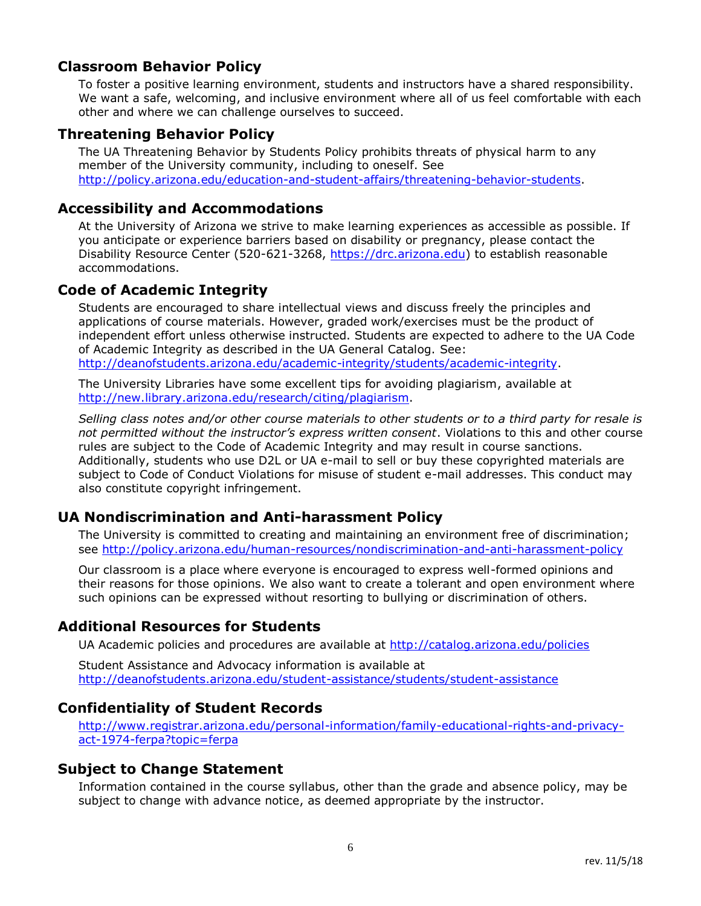## Classroom Behavior Policy

To foster a positive learning environment, students and instructors have a shared responsibility. We want a safe, welcoming, and inclusive environment where all of us feel comfortable with each other and where we can challenge ourselves to succeed.

## Threatening Behavior Policy

The UA Threatening Behavior by Students Policy prohibits threats of physical harm to any member of the University community, including to oneself. See http://policy.arizona.edu/education-and-student-affairs/threatening-behavior-students.

## Accessibility and Accommodations

At the University of Arizona we strive to make learning experiences as accessible as possible. If you anticipate or experience barriers based on disability or pregnancy, please contact the Disability Resource Center (520-621-3268, https://drc.arizona.edu) to establish reasonable accommodations.

## Code of Academic Integrity

Students are encouraged to share intellectual views and discuss freely the principles and applications of course materials. However, graded work/exercises must be the product of independent effort unless otherwise instructed. Students are expected to adhere to the UA Code of Academic Integrity as described in the UA General Catalog. See: http://deanofstudents.arizona.edu/academic-integrity/students/academic-integrity.

The University Libraries have some excellent tips for avoiding plagiarism, available at http://new.library.arizona.edu/research/citing/plagiarism.

*Selling class notes and/or other course materials to other students or to a third party for resale is not permitted without the instructor's express written consent*. Violations to this and other course rules are subject to the Code of Academic Integrity and may result in course sanctions. Additionally, students who use D2L or UA e-mail to sell or buy these copyrighted materials are subject to Code of Conduct Violations for misuse of student e-mail addresses. This conduct may also constitute copyright infringement.

## UA Nondiscrimination and Anti-harassment Policy

The University is committed to creating and maintaining an environment free of discrimination; see http://policy.arizona.edu/human-resources/nondiscrimination-and-anti-harassment-policy

Our classroom is a place where everyone is encouraged to express well-formed opinions and their reasons for those opinions. We also want to create a tolerant and open environment where such opinions can be expressed without resorting to bullying or discrimination of others.

## Additional Resources for Students

UA Academic policies and procedures are available at http://catalog.arizona.edu/policies

Student Assistance and Advocacy information is available at http://deanofstudents.arizona.edu/student-assistance/students/student-assistance

## Confidentiality of Student Records

http://www.registrar.arizona.edu/personal-information/family-educational-rights-and-privacy-act-1974-ferpa?topic=ferpa

## Subject to Change Statement

Information contained in the course syllabus, other than the grade and absence policy, may be subject to change with advance notice, as deemed appropriate by the instructor.

rev. 11/5/18